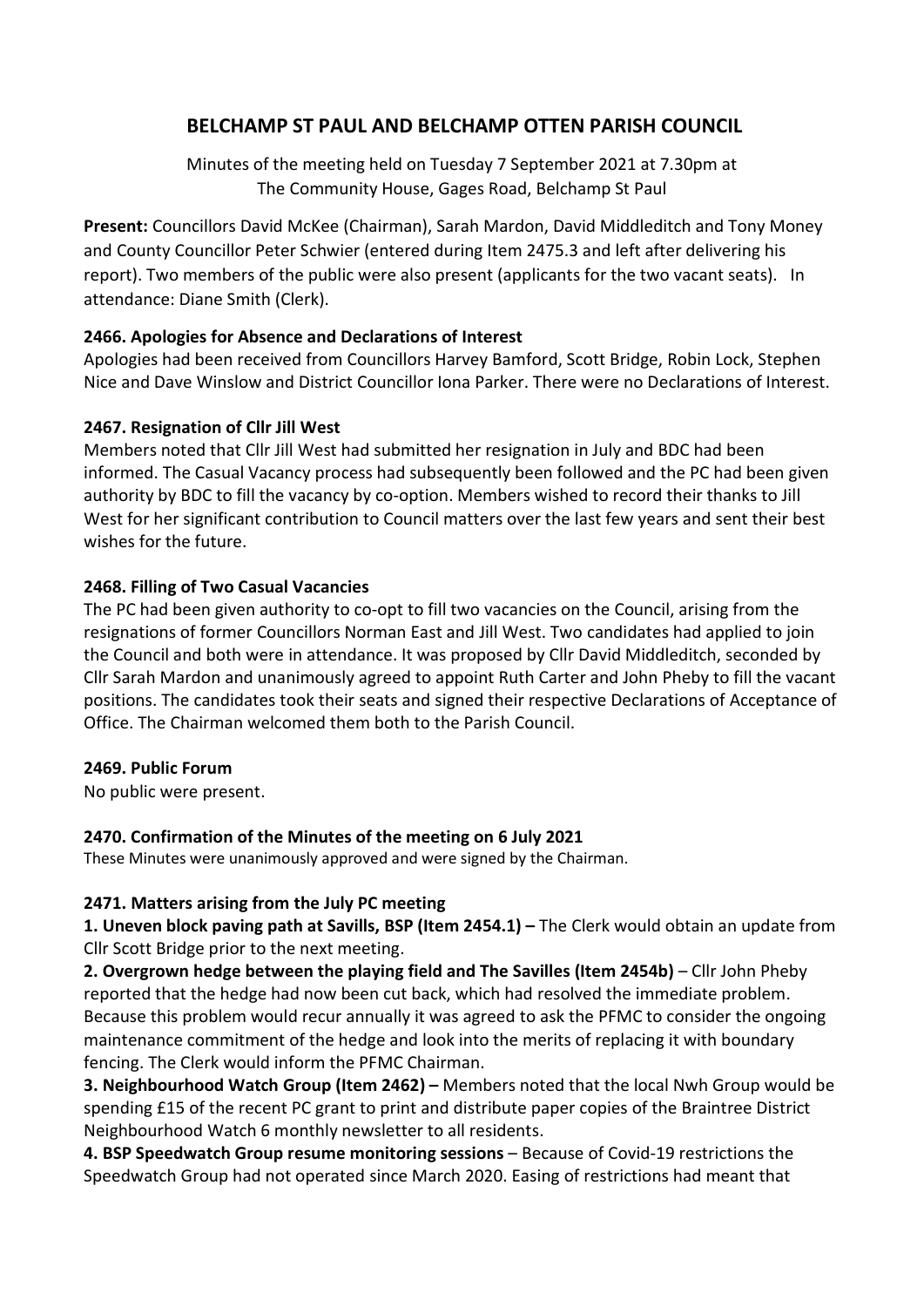# BELCHAMP ST PAUL AND BELCHAMP OTTEN PARISH COUNCIL

Minutes of the meeting held on Tuesday 7 September 2021 at 7.30pm at
The Community House, Gages Road, Belchamp St Paul

**Present:** Councillors David McKee (Chairman), Sarah Mardon, David Middleditch and Tony Money and County Councillor Peter Schwier (entered during Item 2475.3 and left after delivering his report). Two members of the public were also present (applicants for the two vacant seats). In attendance: Diane Smith (Clerk).

### 2466. Apologies for Absence and Declarations of Interest

Apologies had been received from Councillors Harvey Bamford, Scott Bridge, Robin Lock, Stephen Nice and Dave Winslow and District Councillor Iona Parker. There were no Declarations of Interest.

### 2467. Resignation of Cllr Jill West

Members noted that Cllr Jill West had submitted her resignation in July and BDC had been informed. The Casual Vacancy process had subsequently been followed and the PC had been given authority by BDC to fill the vacancy by co-option. Members wished to record their thanks to Jill West for her significant contribution to Council matters over the last few years and sent their best wishes for the future.

### 2468. Filling of Two Casual Vacancies

The PC had been given authority to co-opt to fill two vacancies on the Council, arising from the resignations of former Councillors Norman East and Jill West. Two candidates had applied to join the Council and both were in attendance. It was proposed by Cllr David Middleditch, seconded by Cllr Sarah Mardon and unanimously agreed to appoint Ruth Carter and John Pheby to fill the vacant positions. The candidates took their seats and signed their respective Declarations of Acceptance of Office. The Chairman welcomed them both to the Parish Council.

### 2469. Public Forum

No public were present.

### 2470. Confirmation of the Minutes of the meeting on 6 July 2021

These Minutes were unanimously approved and were signed by the Chairman.

### 2471. Matters arising from the July PC meeting

**1. Uneven block paving path at Savills, BSP (Item 2454.1) –** The Clerk would obtain an update from Cllr Scott Bridge prior to the next meeting.

**2. Overgrown hedge between the playing field and The Savilles (Item 2454b)** – Cllr John Pheby reported that the hedge had now been cut back, which had resolved the immediate problem. Because this problem would recur annually it was agreed to ask the PFMC to consider the ongoing maintenance commitment of the hedge and look into the merits of replacing it with boundary fencing. The Clerk would inform the PFMC Chairman.

**3. Neighbourhood Watch Group (Item 2462) –** Members noted that the local Nwh Group would be spending £15 of the recent PC grant to print and distribute paper copies of the Braintree District Neighbourhood Watch 6 monthly newsletter to all residents.

**4. BSP Speedwatch Group resume monitoring sessions** – Because of Covid-19 restrictions the Speedwatch Group had not operated since March 2020. Easing of restrictions had meant that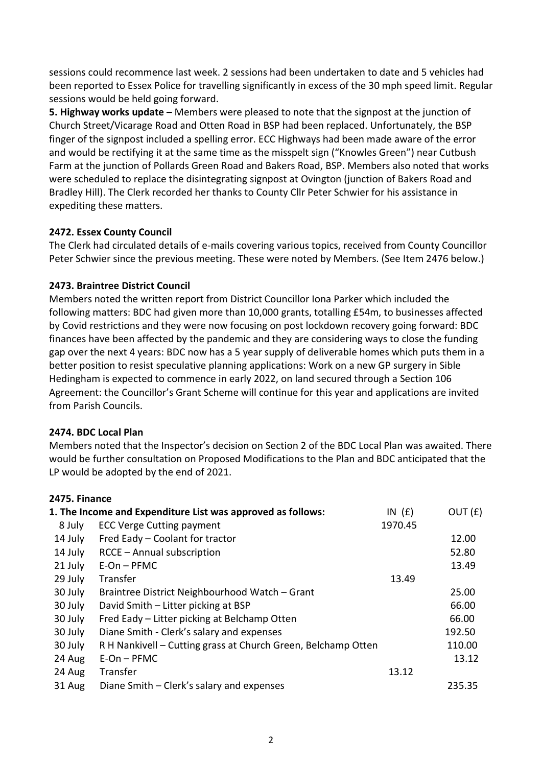sessions could recommence last week. 2 sessions had been undertaken to date and 5 vehicles had been reported to Essex Police for travelling significantly in excess of the 30 mph speed limit. Regular sessions would be held going forward.

**5. Highway works update –** Members were pleased to note that the signpost at the junction of Church Street/Vicarage Road and Otten Road in BSP had been replaced. Unfortunately, the BSP finger of the signpost included a spelling error. ECC Highways had been made aware of the error and would be rectifying it at the same time as the misspelt sign ("Knowles Green") near Cutbush Farm at the junction of Pollards Green Road and Bakers Road, BSP. Members also noted that works were scheduled to replace the disintegrating signpost at Ovington (junction of Bakers Road and Bradley Hill). The Clerk recorded her thanks to County Cllr Peter Schwier for his assistance in expediting these matters.

**2472. Essex County Council**

The Clerk had circulated details of e-mails covering various topics, received from County Councillor Peter Schwier since the previous meeting. These were noted by Members. (See Item 2476 below.)

**2473. Braintree District Council**

Members noted the written report from District Councillor Iona Parker which included the following matters: BDC had given more than 10,000 grants, totalling £54m, to businesses affected by Covid restrictions and they were now focusing on post lockdown recovery going forward: BDC finances have been affected by the pandemic and they are considering ways to close the funding gap over the next 4 years: BDC now has a 5 year supply of deliverable homes which puts them in a better position to resist speculative planning applications: Work on a new GP surgery in Sible Hedingham is expected to commence in early 2022, on land secured through a Section 106 Agreement: the Councillor's Grant Scheme will continue for this year and applications are invited from Parish Councils.

**2474. BDC Local Plan**

Members noted that the Inspector's decision on Section 2 of the BDC Local Plan was awaited. There would be further consultation on Proposed Modifications to the Plan and BDC anticipated that the LP would be adopted by the end of 2021.

**2475. Finance**

| **1. The Income and Expenditure List was approved as follows:** | | IN (£) | OUT (£) |
|---|---|---|---|
| 8 July | ECC Verge Cutting payment | 1970.45 | |
| 14 July | Fred Eady – Coolant for tractor | | 12.00 |
| 14 July | RCCE – Annual subscription | | 52.80 |
| 21 July | E-On – PFMC | | 13.49 |
| 29 July | Transfer | 13.49 | |
| 30 July | Braintree District Neighbourhood Watch – Grant | | 25.00 |
| 30 July | David Smith – Litter picking at BSP | | 66.00 |
| 30 July | Fred Eady – Litter picking at Belchamp Otten | | 66.00 |
| 30 July | Diane Smith - Clerk's salary and expenses | | 192.50 |
| 30 July | R H Nankivell – Cutting grass at Church Green, Belchamp Otten | | 110.00 |
| 24 Aug | E-On – PFMC | | 13.12 |
| 24 Aug | Transfer | 13.12 | |
| 31 Aug | Diane Smith – Clerk's salary and expenses | | 235.35 |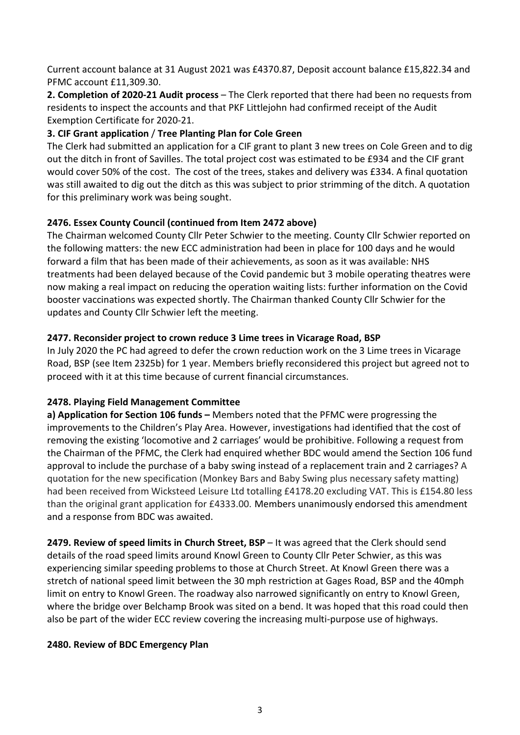Current account balance at 31 August 2021 was £4370.87, Deposit account balance £15,822.34 and PFMC account £11,309.30.

**2. Completion of 2020-21 Audit process** – The Clerk reported that there had been no requests from residents to inspect the accounts and that PKF Littlejohn had confirmed receipt of the Audit Exemption Certificate for 2020-21.

**3. CIF Grant application / Tree Planting Plan for Cole Green**

The Clerk had submitted an application for a CIF grant to plant 3 new trees on Cole Green and to dig out the ditch in front of Savilles. The total project cost was estimated to be £934 and the CIF grant would cover 50% of the cost. The cost of the trees, stakes and delivery was £334. A final quotation was still awaited to dig out the ditch as this was subject to prior strimming of the ditch. A quotation for this preliminary work was being sought.

**2476. Essex County Council (continued from Item 2472 above)**

The Chairman welcomed County Cllr Peter Schwier to the meeting. County Cllr Schwier reported on the following matters: the new ECC administration had been in place for 100 days and he would forward a film that has been made of their achievements, as soon as it was available: NHS treatments had been delayed because of the Covid pandemic but 3 mobile operating theatres were now making a real impact on reducing the operation waiting lists: further information on the Covid booster vaccinations was expected shortly. The Chairman thanked County Cllr Schwier for the updates and County Cllr Schwier left the meeting.

**2477. Reconsider project to crown reduce 3 Lime trees in Vicarage Road, BSP**

In July 2020 the PC had agreed to defer the crown reduction work on the 3 Lime trees in Vicarage Road, BSP (see Item 2325b) for 1 year. Members briefly reconsidered this project but agreed not to proceed with it at this time because of current financial circumstances.

**2478. Playing Field Management Committee**

**a) Application for Section 106 funds –** Members noted that the PFMC were progressing the improvements to the Children's Play Area. However, investigations had identified that the cost of removing the existing 'locomotive and 2 carriages' would be prohibitive. Following a request from the Chairman of the PFMC, the Clerk had enquired whether BDC would amend the Section 106 fund approval to include the purchase of a baby swing instead of a replacement train and 2 carriages? A quotation for the new specification (Monkey Bars and Baby Swing plus necessary safety matting) had been received from Wicksteed Leisure Ltd totalling £4178.20 excluding VAT. This is £154.80 less than the original grant application for £4333.00. Members unanimously endorsed this amendment and a response from BDC was awaited.

**2479. Review of speed limits in Church Street, BSP** – It was agreed that the Clerk should send details of the road speed limits around Knowl Green to County Cllr Peter Schwier, as this was experiencing similar speeding problems to those at Church Street. At Knowl Green there was a stretch of national speed limit between the 30 mph restriction at Gages Road, BSP and the 40mph limit on entry to Knowl Green. The roadway also narrowed significantly on entry to Knowl Green, where the bridge over Belchamp Brook was sited on a bend. It was hoped that this road could then also be part of the wider ECC review covering the increasing multi-purpose use of highways.

**2480. Review of BDC Emergency Plan**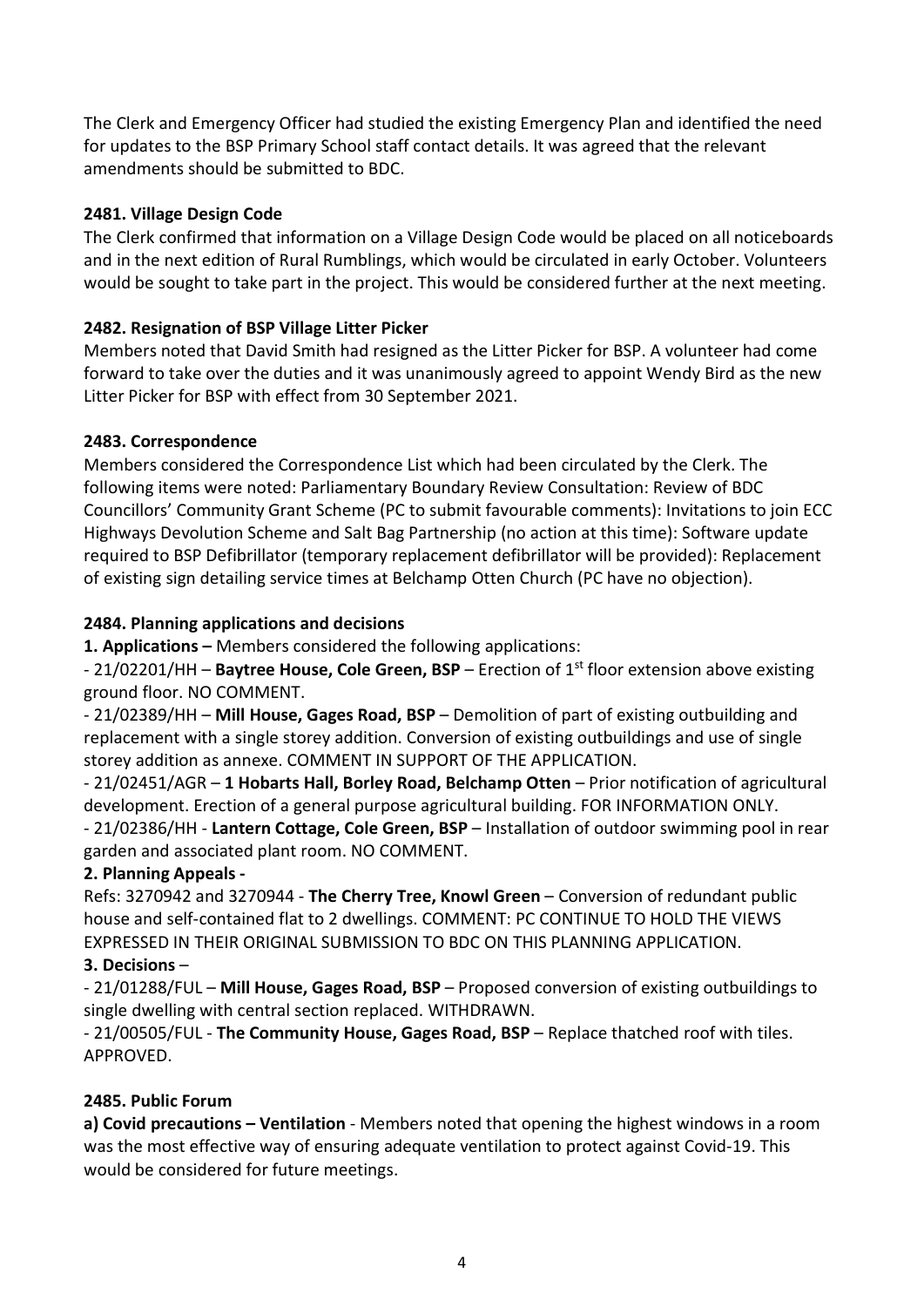The Clerk and Emergency Officer had studied the existing Emergency Plan and identified the need for updates to the BSP Primary School staff contact details. It was agreed that the relevant amendments should be submitted to BDC.

**2481. Village Design Code**

The Clerk confirmed that information on a Village Design Code would be placed on all noticeboards and in the next edition of Rural Rumblings, which would be circulated in early October. Volunteers would be sought to take part in the project. This would be considered further at the next meeting.

**2482. Resignation of BSP Village Litter Picker**

Members noted that David Smith had resigned as the Litter Picker for BSP. A volunteer had come forward to take over the duties and it was unanimously agreed to appoint Wendy Bird as the new Litter Picker for BSP with effect from 30 September 2021.

**2483. Correspondence**

Members considered the Correspondence List which had been circulated by the Clerk. The following items were noted: Parliamentary Boundary Review Consultation: Review of BDC Councillors' Community Grant Scheme (PC to submit favourable comments): Invitations to join ECC Highways Devolution Scheme and Salt Bag Partnership (no action at this time): Software update required to BSP Defibrillator (temporary replacement defibrillator will be provided): Replacement of existing sign detailing service times at Belchamp Otten Church (PC have no objection).

**2484. Planning applications and decisions**

**1. Applications –** Members considered the following applications:

- 21/02201/HH – **Baytree House, Cole Green, BSP** – Erection of 1st floor extension above existing ground floor. NO COMMENT.
- 21/02389/HH – **Mill House, Gages Road, BSP** – Demolition of part of existing outbuilding and replacement with a single storey addition. Conversion of existing outbuildings and use of single storey addition as annexe. COMMENT IN SUPPORT OF THE APPLICATION.
- 21/02451/AGR – **1 Hobarts Hall, Borley Road, Belchamp Otten** – Prior notification of agricultural development. Erection of a general purpose agricultural building. FOR INFORMATION ONLY.
- 21/02386/HH - **Lantern Cottage, Cole Green, BSP** – Installation of outdoor swimming pool in rear garden and associated plant room. NO COMMENT.

**2. Planning Appeals -**

Refs: 3270942 and 3270944 - **The Cherry Tree, Knowl Green** – Conversion of redundant public house and self-contained flat to 2 dwellings. COMMENT: PC CONTINUE TO HOLD THE VIEWS EXPRESSED IN THEIR ORIGINAL SUBMISSION TO BDC ON THIS PLANNING APPLICATION.

**3. Decisions** –

- 21/01288/FUL – **Mill House, Gages Road, BSP** – Proposed conversion of existing outbuildings to single dwelling with central section replaced. WITHDRAWN.
- 21/00505/FUL - **The Community House, Gages Road, BSP** – Replace thatched roof with tiles. APPROVED.

**2485. Public Forum**

**a) Covid precautions – Ventilation** - Members noted that opening the highest windows in a room was the most effective way of ensuring adequate ventilation to protect against Covid-19. This would be considered for future meetings.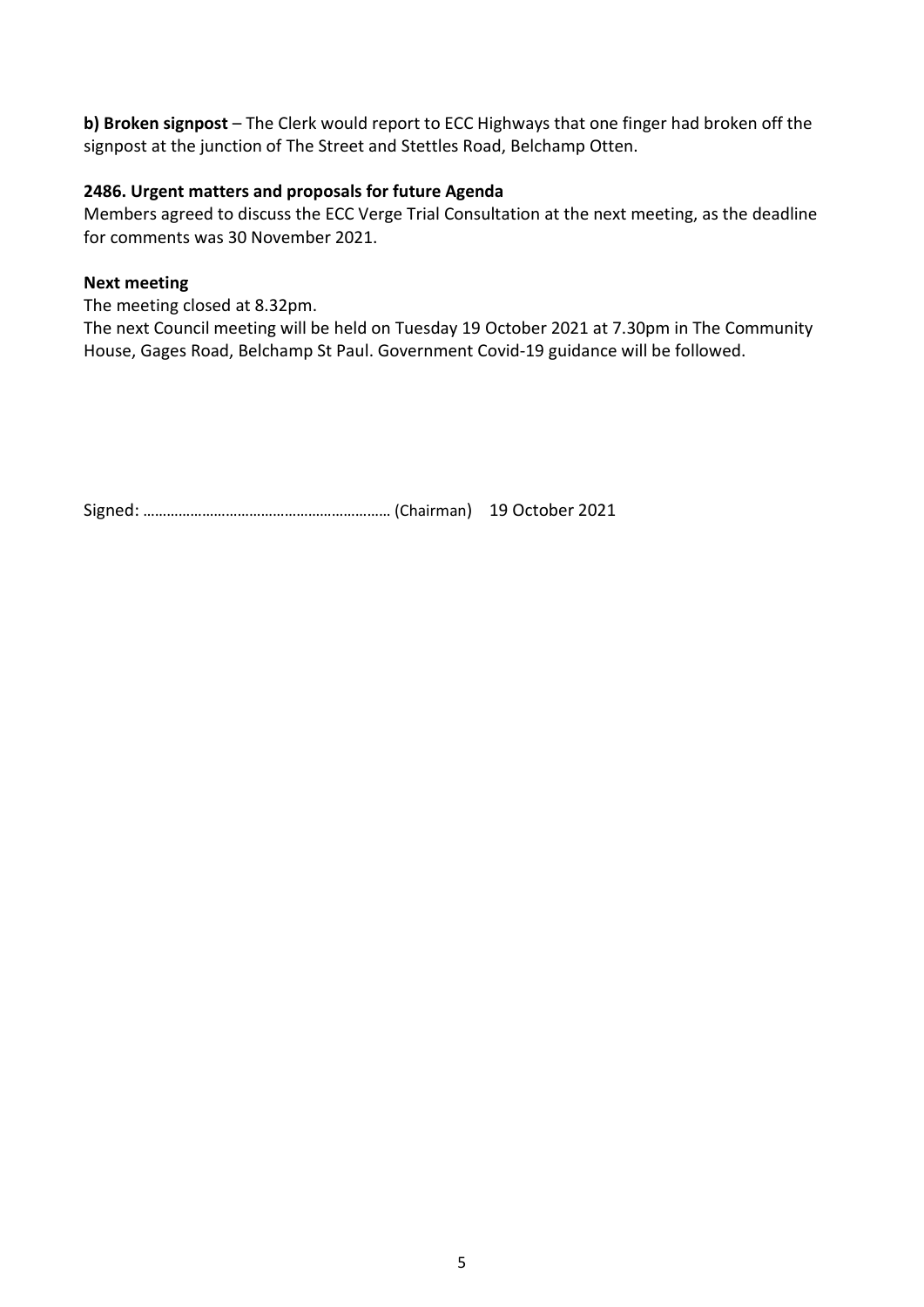**b) Broken signpost** – The Clerk would report to ECC Highways that one finger had broken off the signpost at the junction of The Street and Stettles Road, Belchamp Otten.

**2486. Urgent matters and proposals for future Agenda**

Members agreed to discuss the ECC Verge Trial Consultation at the next meeting, as the deadline for comments was 30 November 2021.

**Next meeting**

The meeting closed at 8.32pm.

The next Council meeting will be held on Tuesday 19 October 2021 at 7.30pm in The Community House, Gages Road, Belchamp St Paul. Government Covid-19 guidance will be followed.

Signed: …………………………………………………… (Chairman) 19 October 2021